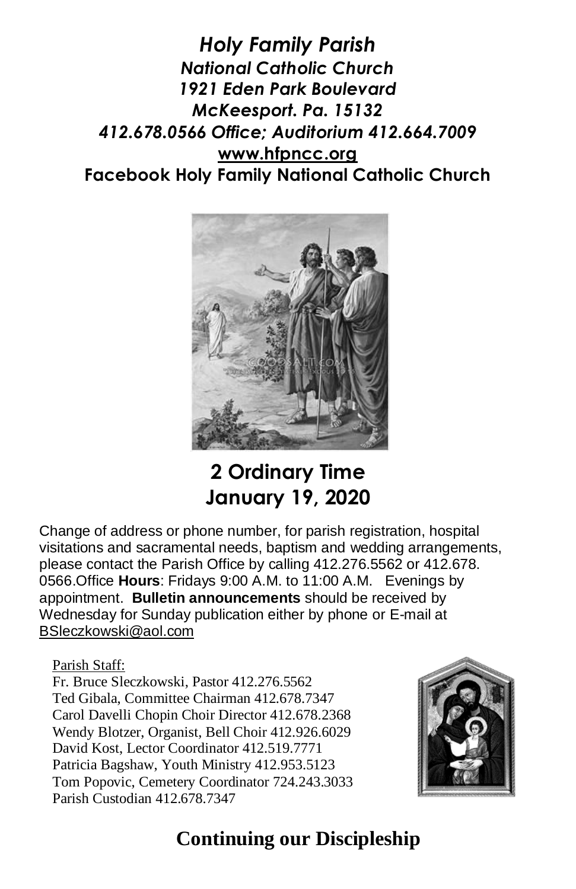# *Holy Family Parish*

***National Catholic Church***
***1921 Eden Park Boulevard***
***McKeesport. Pa. 15132***
***412.678.0566 Office; Auditorium 412.664.7009***
**www.hfpncc.org**
**Facebook Holy Family National Catholic Church**

## 2 Ordinary Time
## January 19, 2020

Change of address or phone number, for parish registration, hospital visitations and sacramental needs, baptism and wedding arrangements, please contact the Parish Office by calling 412.276.5562 or 412.678. 0566.Office **Hours**: Fridays 9:00 A.M. to 11:00 A.M. Evenings by appointment. **Bulletin announcements** should be received by Wednesday for Sunday publication either by phone or E-mail at BSleczkowski@aol.com

Parish Staff:
Fr. Bruce Sleczkowski, Pastor 412.276.5562
Ted Gibala, Committee Chairman 412.678.7347
Carol Davelli Chopin Choir Director 412.678.2368
Wendy Blotzer, Organist, Bell Choir 412.926.6029
David Kost, Lector Coordinator 412.519.7771
Patricia Bagshaw, Youth Ministry 412.953.5123
Tom Popovic, Cemetery Coordinator 724.243.3033
Parish Custodian 412.678.7347

## Continuing our Discipleship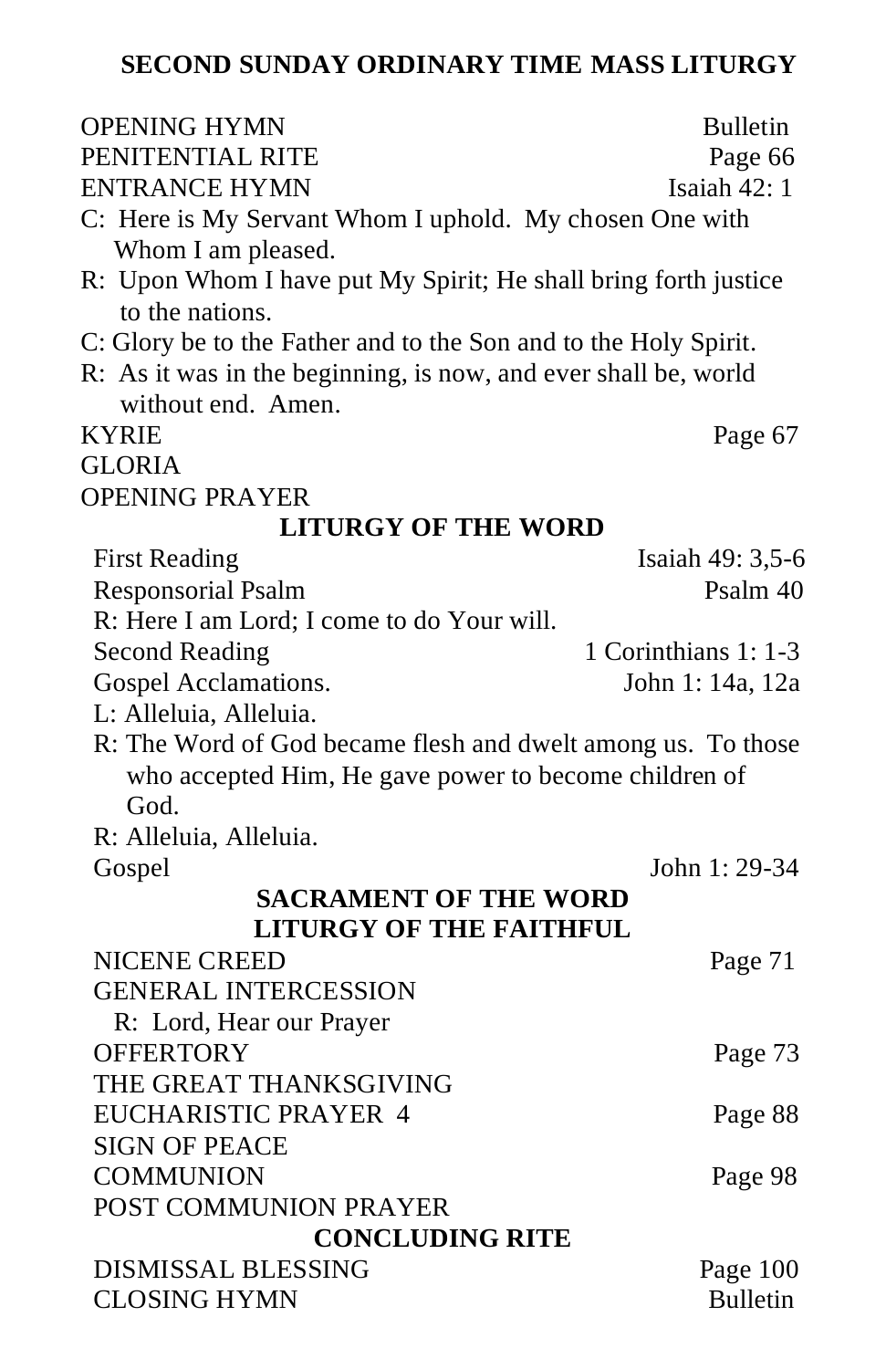# SECOND SUNDAY ORDINARY TIME MASS LITURGY

OPENING HYMN — Bulletin
PENITENTIAL RITE — Page 66
ENTRANCE HYMN — Isaiah 42: 1

C: Here is My Servant Whom I uphold. My chosen One with Whom I am pleased.
R: Upon Whom I have put My Spirit; He shall bring forth justice to the nations.
C: Glory be to the Father and to the Son and to the Holy Spirit.
R: As it was in the beginning, is now, and ever shall be, world without end. Amen.

KYRIE — Page 67
GLORIA
OPENING PRAYER

## LITURGY OF THE WORD

First Reading — Isaiah 49: 3,5-6
Responsorial Psalm — Psalm 40
R: Here I am Lord; I come to do Your will.
Second Reading — 1 Corinthians 1: 1-3
Gospel Acclamations. — John 1: 14a, 12a
L: Alleluia, Alleluia.
R: The Word of God became flesh and dwelt among us. To those who accepted Him, He gave power to become children of God.
R: Alleluia, Alleluia.
Gospel — John 1: 29-34

## SACRAMENT OF THE WORD
## LITURGY OF THE FAITHFUL

NICENE CREED — Page 71
GENERAL INTERCESSION
R: Lord, Hear our Prayer
OFFERTORY — Page 73
THE GREAT THANKSGIVING
EUCHARISTIC PRAYER 4 — Page 88
SIGN OF PEACE
COMMUNION — Page 98
POST COMMUNION PRAYER

## CONCLUDING RITE

DISMISSAL BLESSING — Page 100
CLOSING HYMN — Bulletin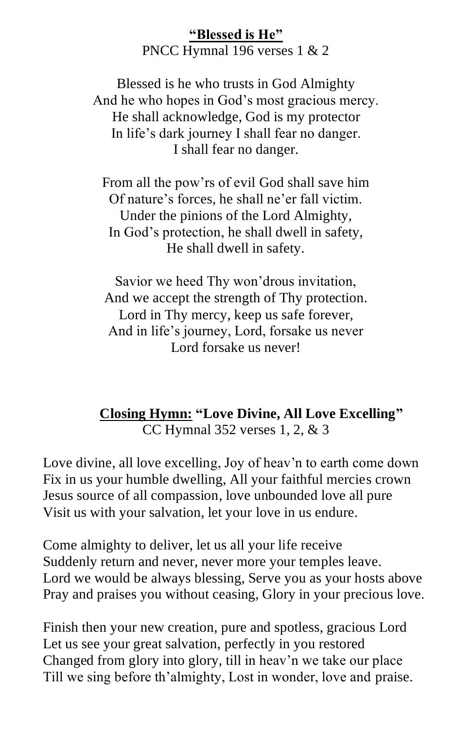**<u>"Blessed is He"</u>**
PNCC Hymnal 196 verses 1 & 2

Blessed is he who trusts in God Almighty
And he who hopes in God's most gracious mercy.
He shall acknowledge, God is my protector
In life's dark journey I shall fear no danger.
I shall fear no danger.

From all the pow'rs of evil God shall save him
Of nature's forces, he shall ne'er fall victim.
Under the pinions of the Lord Almighty,
In God's protection, he shall dwell in safety,
He shall dwell in safety.

Savior we heed Thy won'drous invitation,
And we accept the strength of Thy protection.
Lord in Thy mercy, keep us safe forever,
And in life's journey, Lord, forsake us never
Lord forsake us never!

**<u>Closing Hymn:</u> "Love Divine, All Love Excelling"**
CC Hymnal 352 verses 1, 2, & 3

Love divine, all love excelling, Joy of heav'n to earth come down
Fix in us your humble dwelling, All your faithful mercies crown
Jesus source of all compassion, love unbounded love all pure
Visit us with your salvation, let your love in us endure.

Come almighty to deliver, let us all your life receive
Suddenly return and never, never more your temples leave.
Lord we would be always blessing, Serve you as your hosts above
Pray and praises you without ceasing, Glory in your precious love.

Finish then your new creation, pure and spotless, gracious Lord
Let us see your great salvation, perfectly in you restored
Changed from glory into glory, till in heav'n we take our place
Till we sing before th'almighty, Lost in wonder, love and praise.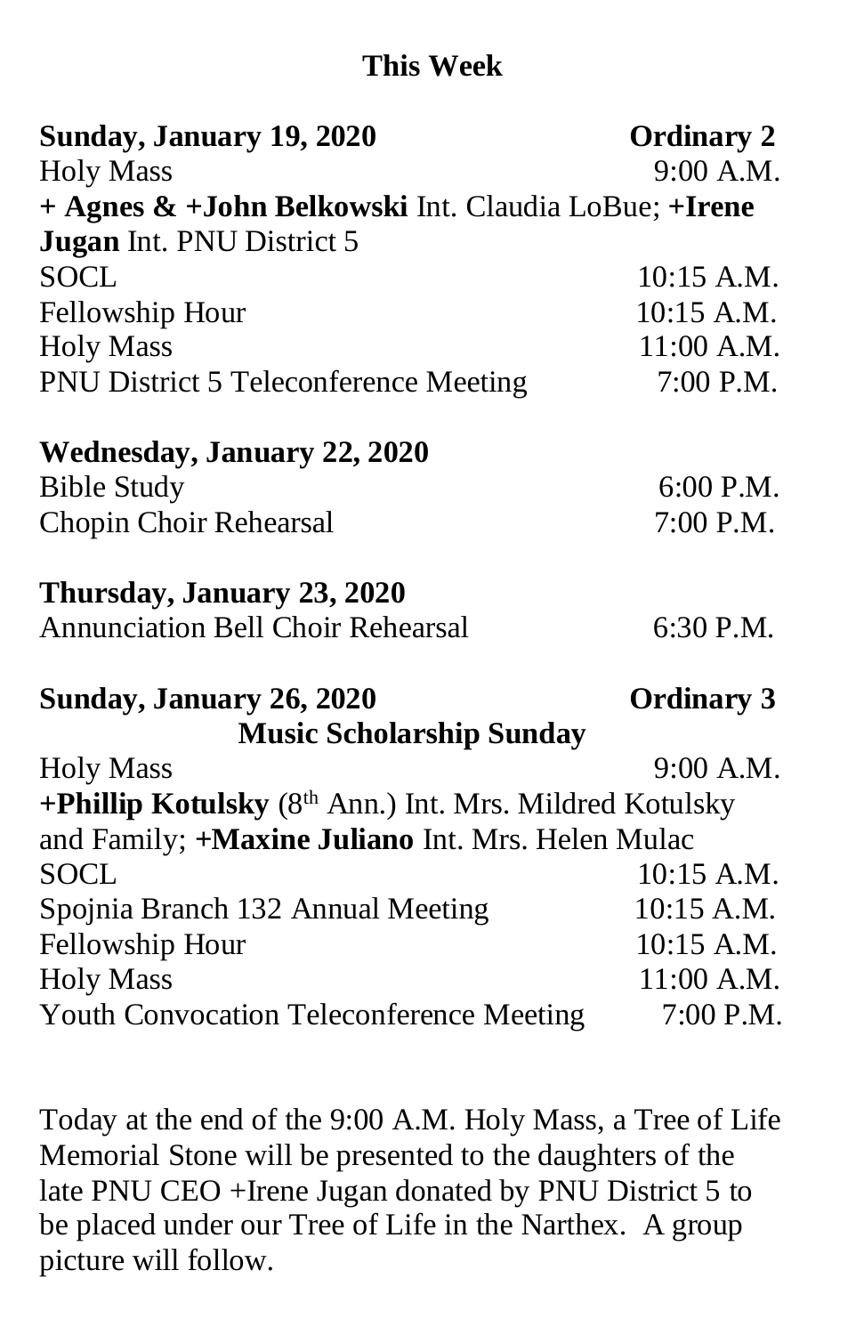## This Week

**Sunday, January 19, 2020** — **Ordinary 2**

Holy Mass — 9:00 A.M.

**+ Agnes & +John Belkowski** Int. Claudia LoBue; **+Irene Jugan** Int. PNU District 5

SOCL — 10:15 A.M.

Fellowship Hour — 10:15 A.M.

Holy Mass — 11:00 A.M.

PNU District 5 Teleconference Meeting — 7:00 P.M.

**Wednesday, January 22, 2020**

Bible Study — 6:00 P.M.

Chopin Choir Rehearsal — 7:00 P.M.

**Thursday, January 23, 2020**

Annunciation Bell Choir Rehearsal — 6:30 P.M.

**Sunday, January 26, 2020** — **Ordinary 3**

**Music Scholarship Sunday**

Holy Mass — 9:00 A.M.

**+Phillip Kotulsky** (8th Ann.) Int. Mrs. Mildred Kotulsky and Family; **+Maxine Juliano** Int. Mrs. Helen Mulac

SOCL — 10:15 A.M.

Spojnia Branch 132 Annual Meeting — 10:15 A.M.

Fellowship Hour — 10:15 A.M.

Holy Mass — 11:00 A.M.

Youth Convocation Teleconference Meeting — 7:00 P.M.

Today at the end of the 9:00 A.M. Holy Mass, a Tree of Life Memorial Stone will be presented to the daughters of the late PNU CEO +Irene Jugan donated by PNU District 5 to be placed under our Tree of Life in the Narthex. A group picture will follow.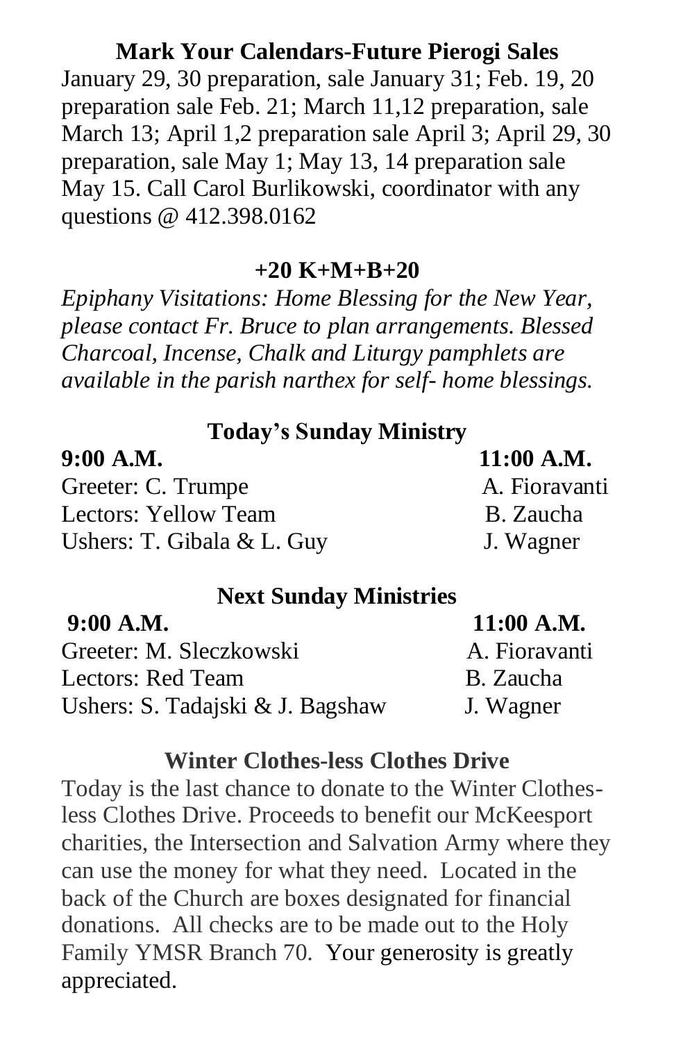## Mark Your Calendars-Future Pierogi Sales

January 29, 30 preparation, sale January 31; Feb. 19, 20 preparation sale Feb. 21; March 11,12 preparation, sale March 13; April 1,2 preparation sale April 3; April 29, 30 preparation, sale May 1; May 13, 14 preparation sale May 15. Call Carol Burlikowski, coordinator with any questions @ 412.398.0162

## +20 K+M+B+20

*Epiphany Visitations: Home Blessing for the New Year, please contact Fr. Bruce to plan arrangements. Blessed Charcoal, Incense, Chalk and Liturgy pamphlets are available in the parish narthex for self- home blessings.*

## Today's Sunday Ministry

| | **9:00 A.M.** | **11:00 A.M.** |
|---|---|---|
| Greeter: | C. Trumpe | A. Fioravanti |
| Lectors: | Yellow Team | B. Zaucha |
| Ushers: | T. Gibala & L. Guy | J. Wagner |

## Next Sunday Ministries

| | **9:00 A.M.** | **11:00 A.M.** |
|---|---|---|
| Greeter: | M. Sleczkowski | A. Fioravanti |
| Lectors: | Red Team | B. Zaucha |
| Ushers: | S. Tadajski & J. Bagshaw | J. Wagner |

## Winter Clothes-less Clothes Drive

Today is the last chance to donate to the Winter Clothes-less Clothes Drive. Proceeds to benefit our McKeesport charities, the Intersection and Salvation Army where they can use the money for what they need. Located in the back of the Church are boxes designated for financial donations. All checks are to be made out to the Holy Family YMSR Branch 70. Your generosity is greatly appreciated.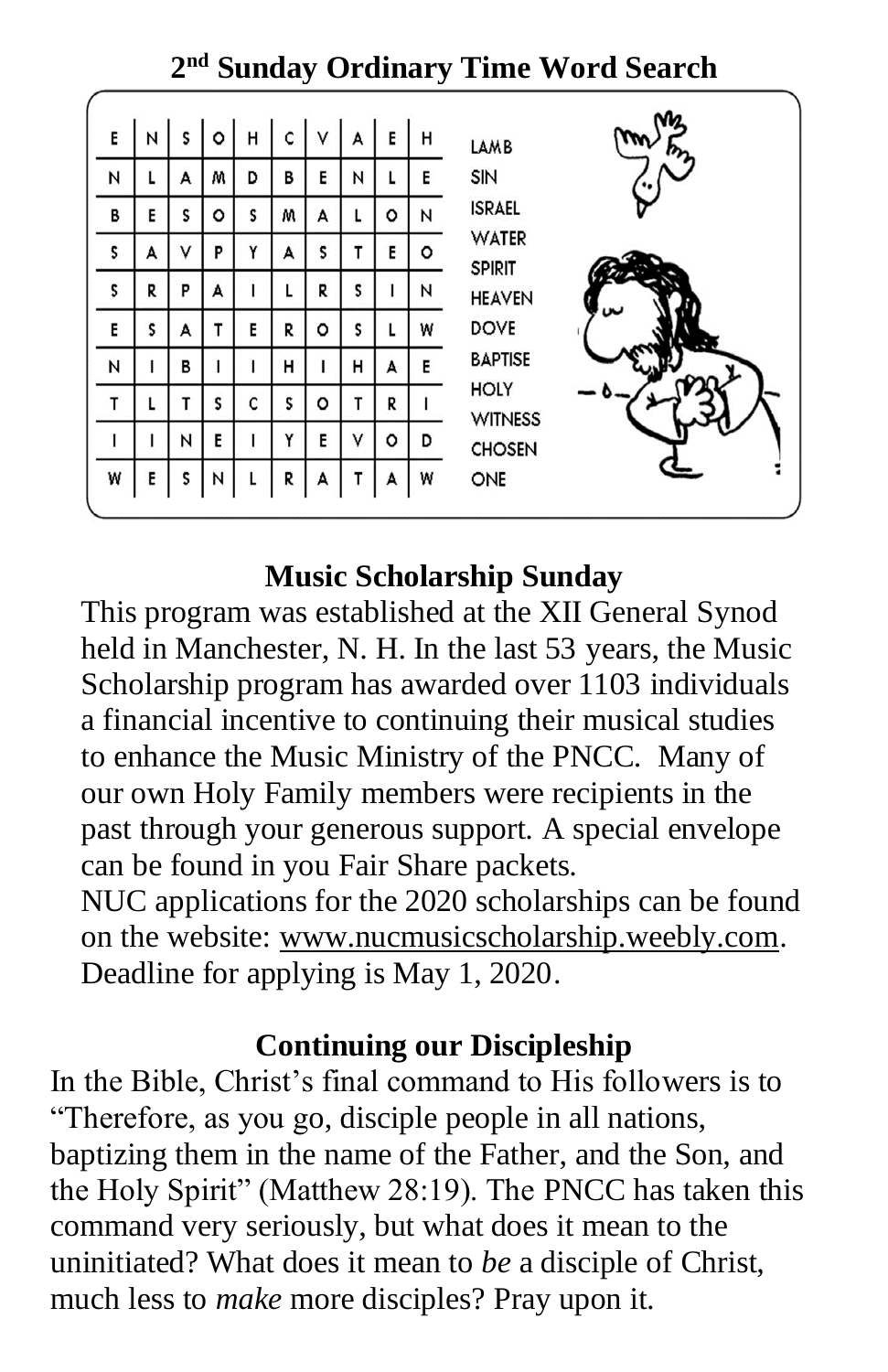## 2nd Sunday Ordinary Time Word Search

| | | | | | | | | | |
|---|---|---|---|---|---|---|---|---|---|
| E | N | S | O | H | C | V | A | E | H |
| N | L | A | M | D | B | E | N | L | E |
| B | E | S | O | S | M | A | L | O | N |
| S | A | V | P | Y | A | S | T | E | O |
| S | R | P | A | I | L | R | S | I | N |
| E | S | A | T | E | R | O | S | L | W |
| N | I | B | I | I | H | I | H | A | E |
| T | L | T | S | C | S | O | T | R | I |
| I | I | N | E | I | Y | E | V | O | D |
| W | E | S | N | L | R | A | T | A | W |

LAMB
SIN
ISRAEL
WATER
SPIRIT
HEAVEN
DOVE
BAPTISE
HOLY
WITNESS
CHOSEN
ONE

### Music Scholarship Sunday

This program was established at the XII General Synod held in Manchester, N. H. In the last 53 years, the Music Scholarship program has awarded over 1103 individuals a financial incentive to continuing their musical studies to enhance the Music Ministry of the PNCC. Many of our own Holy Family members were recipients in the past through your generous support. A special envelope can be found in you Fair Share packets.

NUC applications for the 2020 scholarships can be found on the website: www.nucmusicscholarship.weebly.com. Deadline for applying is May 1, 2020.

### Continuing our Discipleship

In the Bible, Christ's final command to His followers is to "Therefore, as you go, disciple people in all nations, baptizing them in the name of the Father, and the Son, and the Holy Spirit" (Matthew 28:19). The PNCC has taken this command very seriously, but what does it mean to the uninitiated? What does it mean to *be* a disciple of Christ, much less to *make* more disciples? Pray upon it.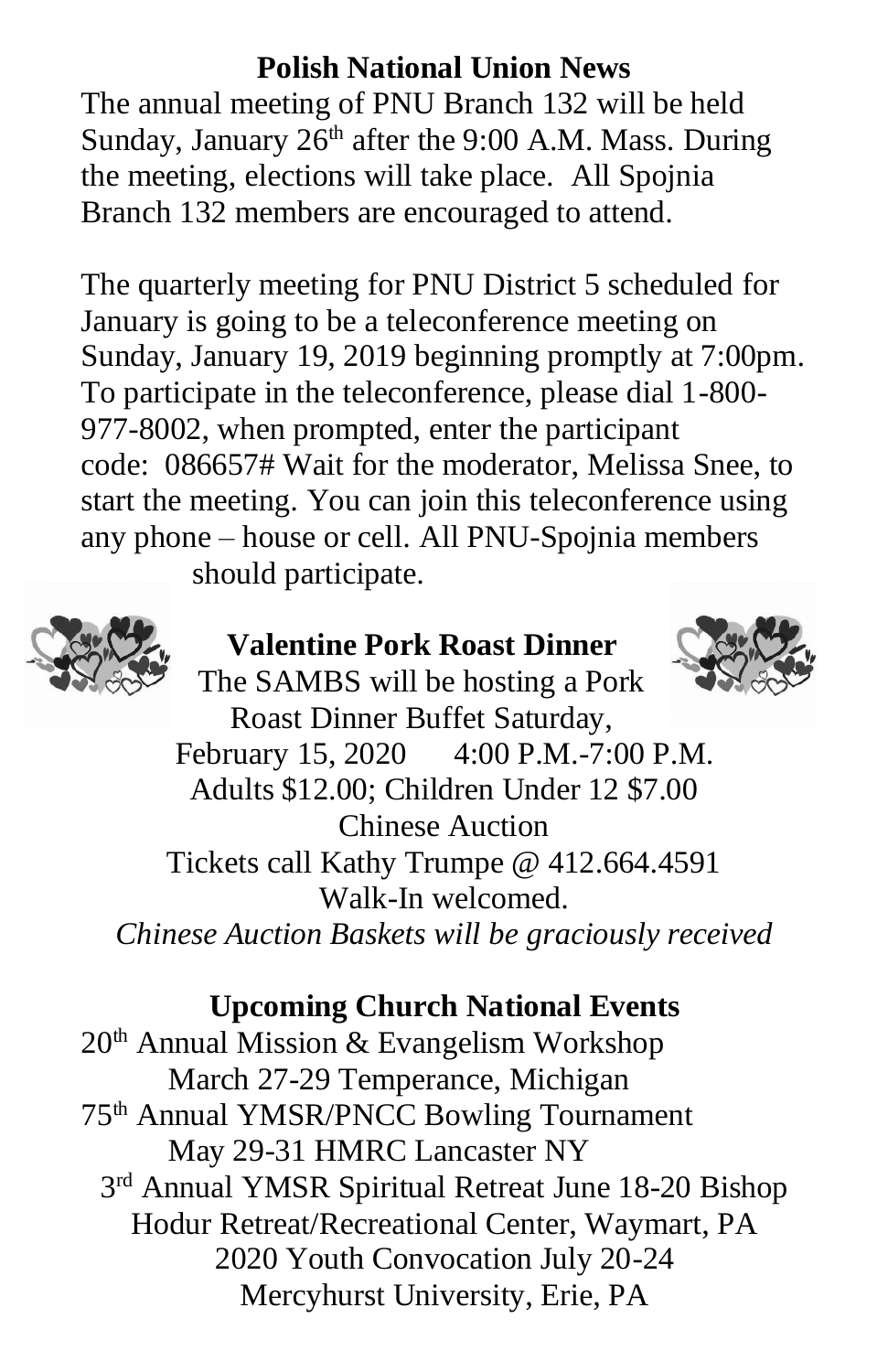## Polish National Union News

The annual meeting of PNU Branch 132 will be held Sunday, January 26th after the 9:00 A.M. Mass. During the meeting, elections will take place. All Spojnia Branch 132 members are encouraged to attend.

The quarterly meeting for PNU District 5 scheduled for January is going to be a teleconference meeting on Sunday, January 19, 2019 beginning promptly at 7:00pm. To participate in the teleconference, please dial 1-800-977-8002, when prompted, enter the participant code: 086657# Wait for the moderator, Melissa Snee, to start the meeting. You can join this teleconference using any phone – house or cell. All PNU-Spojnia members should participate.

## Valentine Pork Roast Dinner

The SAMBS will be hosting a Pork Roast Dinner Buffet Saturday,
February 15, 2020 4:00 P.M.-7:00 P.M.
Adults $12.00; Children Under 12 $7.00
Chinese Auction
Tickets call Kathy Trumpe @ 412.664.4591
Walk-In welcomed.
*Chinese Auction Baskets will be graciously received*

## Upcoming Church National Events

20th Annual Mission & Evangelism Workshop
March 27-29 Temperance, Michigan

75th Annual YMSR/PNCC Bowling Tournament
May 29-31 HMRC Lancaster NY

3rd Annual YMSR Spiritual Retreat June 18-20 Bishop Hodur Retreat/Recreational Center, Waymart, PA

2020 Youth Convocation July 20-24
Mercyhurst University, Erie, PA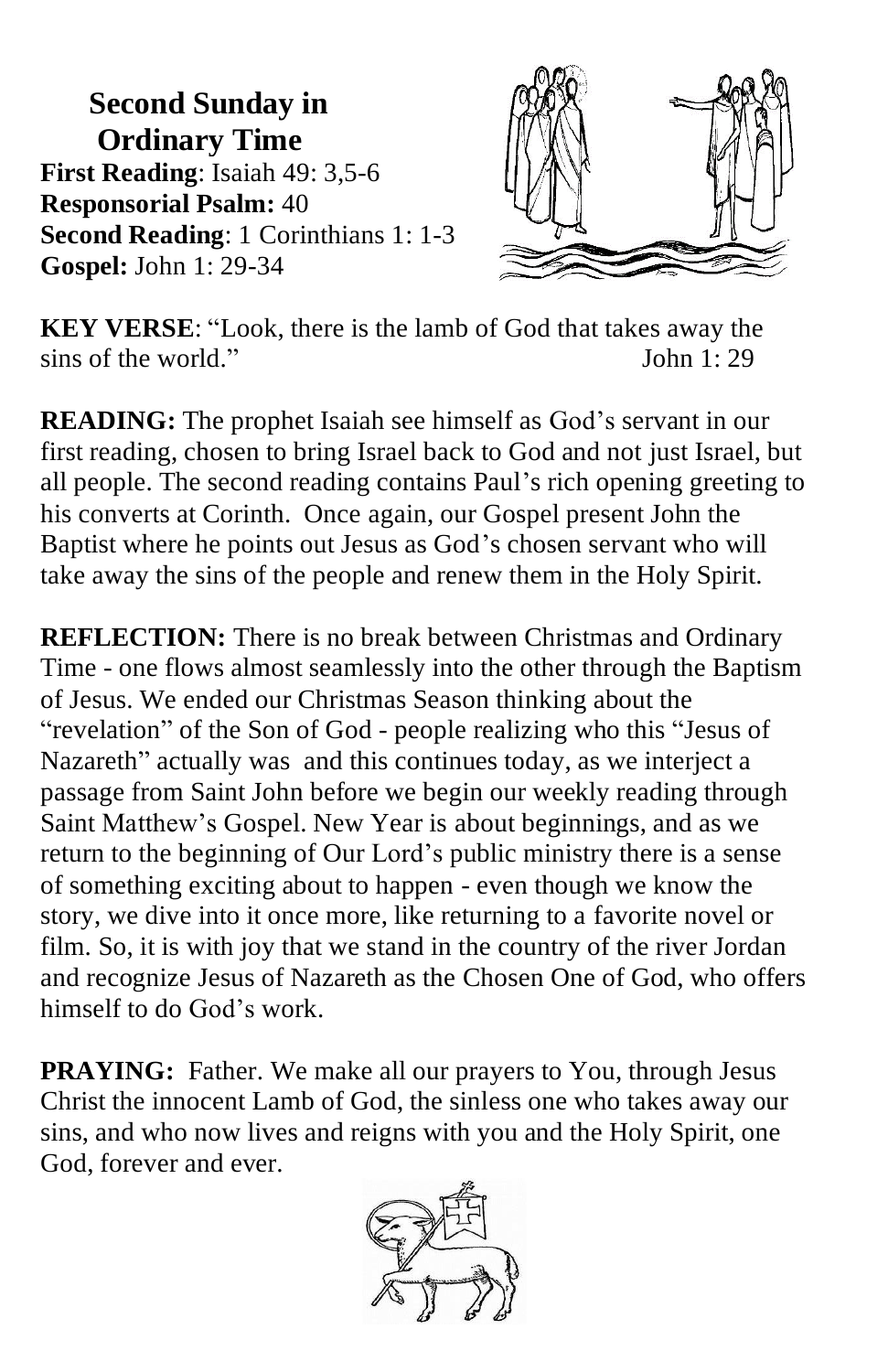## Second Sunday in Ordinary Time

**First Reading**: Isaiah 49: 3,5-6
**Responsorial Psalm:** 40
**Second Reading**: 1 Corinthians 1: 1-3
**Gospel:** John 1: 29-34

**KEY VERSE**: "Look, there is the lamb of God that takes away the sins of the world." John 1: 29

**READING:** The prophet Isaiah see himself as God's servant in our first reading, chosen to bring Israel back to God and not just Israel, but all people. The second reading contains Paul's rich opening greeting to his converts at Corinth. Once again, our Gospel present John the Baptist where he points out Jesus as God's chosen servant who will take away the sins of the people and renew them in the Holy Spirit.

**REFLECTION:** There is no break between Christmas and Ordinary Time - one flows almost seamlessly into the other through the Baptism of Jesus. We ended our Christmas Season thinking about the "revelation" of the Son of God - people realizing who this "Jesus of Nazareth" actually was and this continues today, as we interject a passage from Saint John before we begin our weekly reading through Saint Matthew's Gospel. New Year is about beginnings, and as we return to the beginning of Our Lord's public ministry there is a sense of something exciting about to happen - even though we know the story, we dive into it once more, like returning to a favorite novel or film. So, it is with joy that we stand in the country of the river Jordan and recognize Jesus of Nazareth as the Chosen One of God, who offers himself to do God's work.

**PRAYING:** Father. We make all our prayers to You, through Jesus Christ the innocent Lamb of God, the sinless one who takes away our sins, and who now lives and reigns with you and the Holy Spirit, one God, forever and ever.